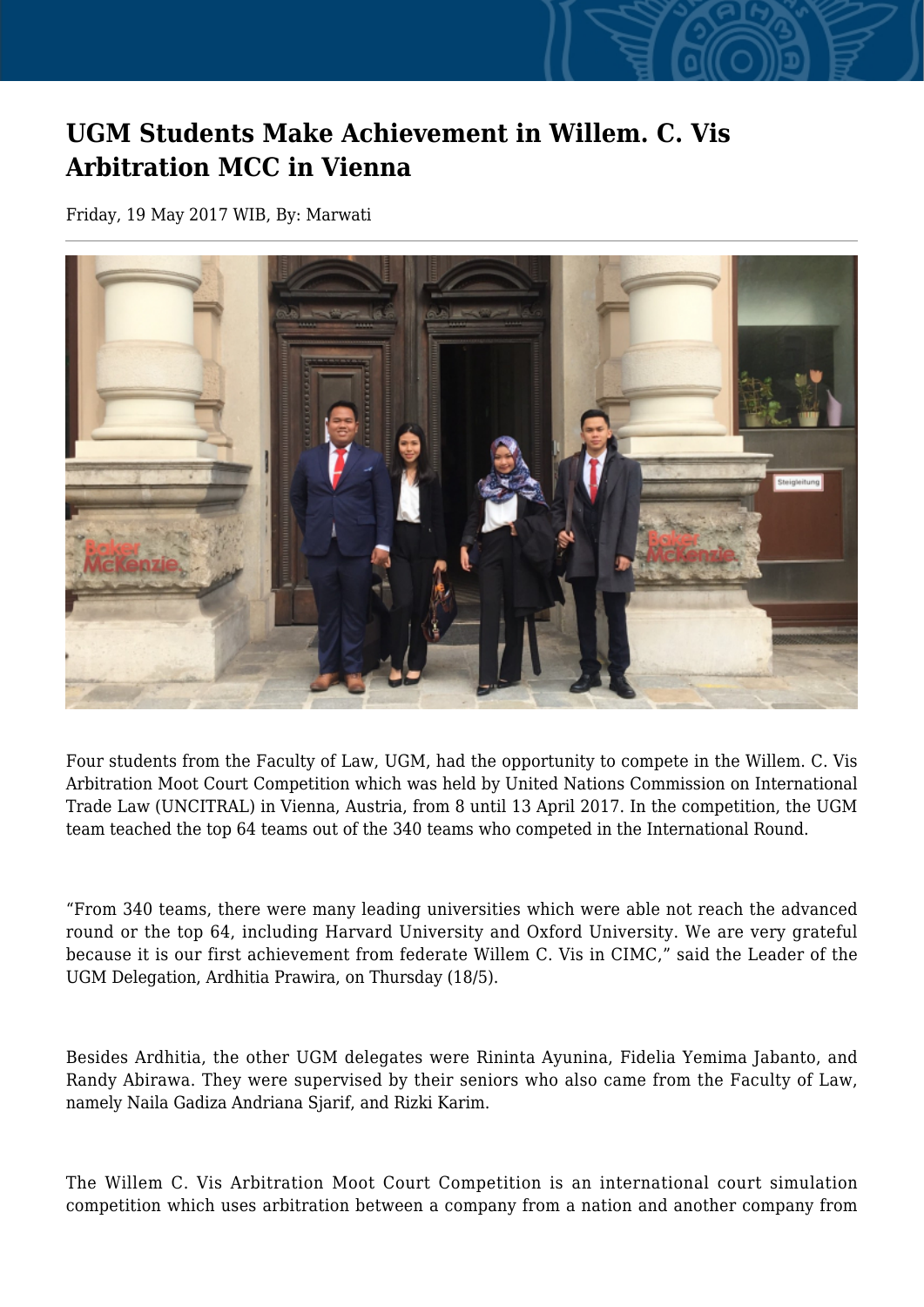# UGM Students Make Achievement in Willem. C. Vis Arbitration MCC in Vienna

Friday, 19 May 2017 WIB, By: Marwati

Four students from the Faculty of Law, UGM, had the opportunity to compete in the Willem. C. Vis Arbitration Moot Court Competition which was held by United Nations Commission on International Trade Law (UNCITRAL) in Vienna, Austria, from 8 until 13 April 2017. In the competition, the UGM team teached the top 64 teams out of the 340 teams who competed in the International Round.

"From 340 teams, there were many leading universities which were able not reach the advanced round or the top 64, including Harvard University and Oxford University. We are very grateful because it is our first achievement from federate Willem C. Vis in CIMC," said the Leader of the UGM Delegation, Ardhitia Prawira, on Thursday (18/5).

Besides Ardhitia, the other UGM delegates were Rininta Ayunina, Fidelia Yemima Jabanto, and Randy Abirawa. They were supervised by their seniors who also came from the Faculty of Law, namely Naila Gadiza Andriana Sjarif, and Rizki Karim.

The Willem C. Vis Arbitration Moot Court Competition is an international court simulation competition which uses arbitration between a company from a nation and another company from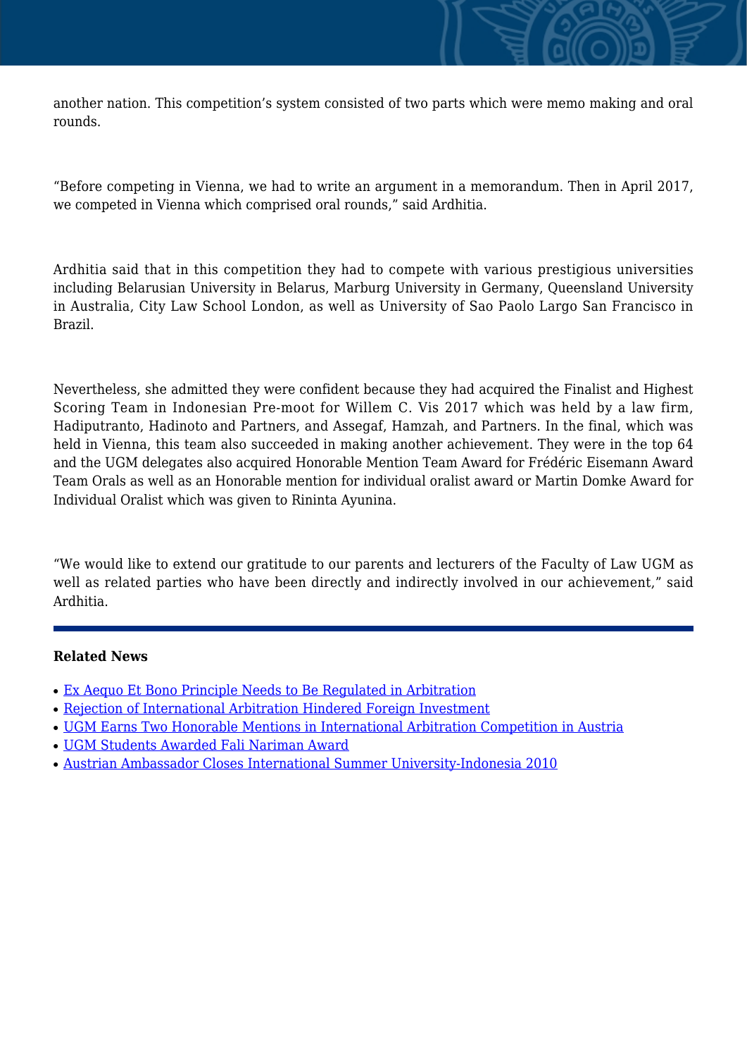another nation. This competition's system consisted of two parts which were memo making and oral rounds.

"Before competing in Vienna, we had to write an argument in a memorandum. Then in April 2017, we competed in Vienna which comprised oral rounds," said Ardhitia.

Ardhitia said that in this competition they had to compete with various prestigious universities including Belarusian University in Belarus, Marburg University in Germany, Queensland University in Australia, City Law School London, as well as University of Sao Paolo Largo San Francisco in Brazil.

Nevertheless, she admitted they were confident because they had acquired the Finalist and Highest Scoring Team in Indonesian Pre-moot for Willem C. Vis 2017 which was held by a law firm, Hadiputranto, Hadinoto and Partners, and Assegaf, Hamzah, and Partners. In the final, which was held in Vienna, this team also succeeded in making another achievement. They were in the top 64 and the UGM delegates also acquired Honorable Mention Team Award for Frédéric Eisemann Award Team Orals as well as an Honorable mention for individual oralist award or Martin Domke Award for Individual Oralist which was given to Rininta Ayunina.

"We would like to extend our gratitude to our parents and lecturers of the Faculty of Law UGM as well as related parties who have been directly and indirectly involved in our achievement," said Ardhitia.

---

**Related News**

- Ex Aequo Et Bono Principle Needs to Be Regulated in Arbitration
- Rejection of International Arbitration Hindered Foreign Investment
- UGM Earns Two Honorable Mentions in International Arbitration Competition in Austria
- UGM Students Awarded Fali Nariman Award
- Austrian Ambassador Closes International Summer University-Indonesia 2010